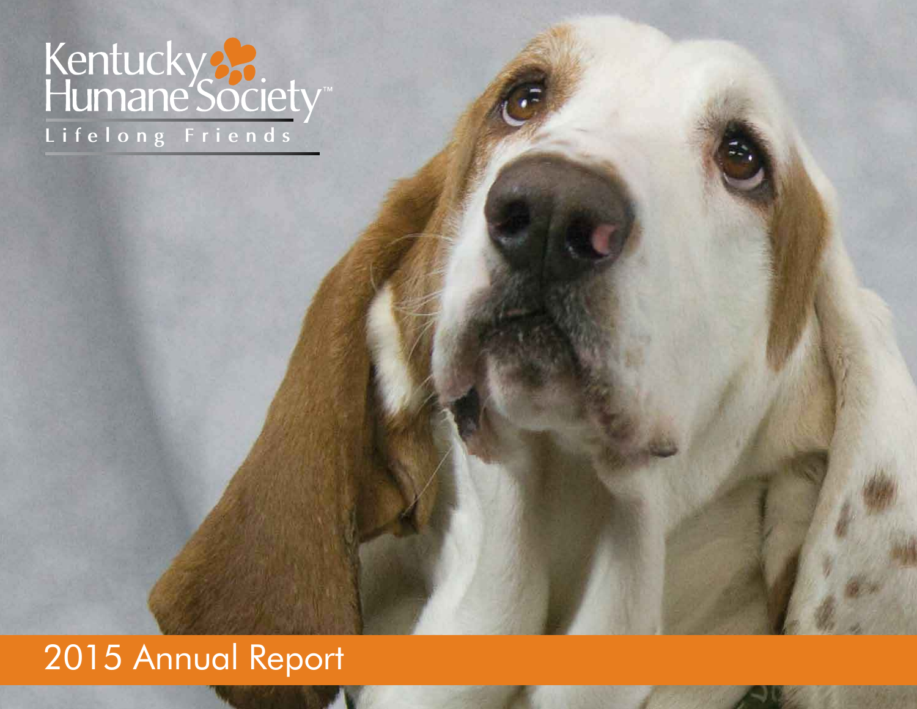Kentucky Humane Society™

Lifelong Friends

# 2015 Annual Report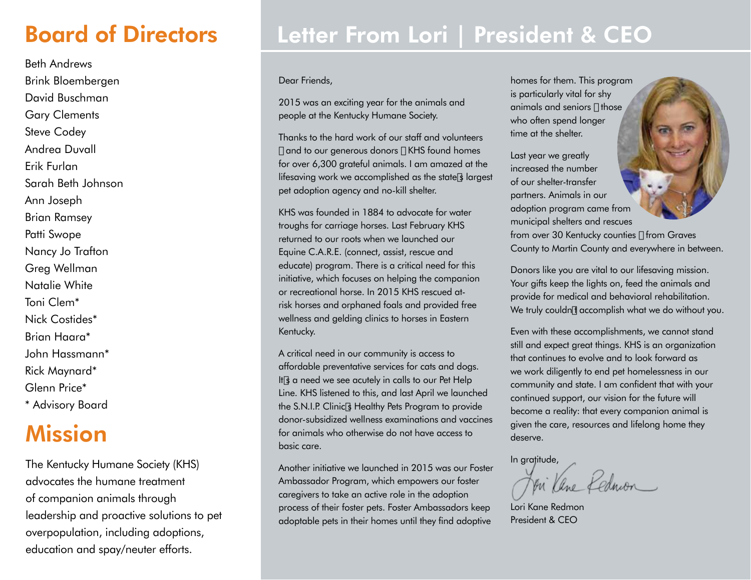## Board of Directors

Beth Andrews
Brink Bloembergen
David Buschman
Gary Clements
Steve Codey
Andrea Duvall
Erik Furlan
Sarah Beth Johnson
Ann Joseph
Brian Ramsey
Patti Swope
Nancy Jo Trafton
Greg Wellman
Natalie White
Toni Clem*
Nick Costides*
Brian Haara*
John Hassmann*
Rick Maynard*
Glenn Price*
* Advisory Board

## Mission

The Kentucky Humane Society (KHS) advocates the humane treatment of companion animals through leadership and proactive solutions to pet overpopulation, including adoptions, education and spay/neuter efforts.

# Letter From Lori | President & CEO

Dear Friends,

2015 was an exciting year for the animals and people at the Kentucky Humane Society.

Thanks to the hard work of our staff and volunteers – and to our generous donors – KHS found homes for over 6,300 grateful animals. I am amazed at the lifesaving work we accomplished as the state's largest pet adoption agency and no-kill shelter.

KHS was founded in 1884 to advocate for water troughs for carriage horses. Last February KHS returned to our roots when we launched our Equine C.A.R.E. (connect, assist, rescue and educate) program. There is a critical need for this initiative, which focuses on helping the companion or recreational horse. In 2015 KHS rescued at-risk horses and orphaned foals and provided free wellness and gelding clinics to horses in Eastern Kentucky.

A critical need in our community is access to affordable preventative services for cats and dogs. It's a need we see acutely in calls to our Pet Help Line. KHS listened to this, and last April we launched the S.N.I.P. Clinic's Healthy Pets Program to provide donor-subsidized wellness examinations and vaccines for animals who otherwise do not have access to basic care.

Another initiative we launched in 2015 was our Foster Ambassador Program, which empowers our foster caregivers to take an active role in the adoption process of their foster pets. Foster Ambassadors keep adoptable pets in their homes until they find adoptive homes for them. This program is particularly vital for shy animals and seniors – those who often spend longer time at the shelter.

Last year we greatly increased the number of our shelter-transfer partners. Animals in our adoption program came from municipal shelters and rescues from over 30 Kentucky counties – from Graves County to Martin County and everywhere in between.

Donors like you are vital to our lifesaving mission. Your gifts keep the lights on, feed the animals and provide for medical and behavioral rehabilitation. We truly couldn't accomplish what we do without you.

Even with these accomplishments, we cannot stand still and expect great things. KHS is an organization that continues to evolve and to look forward as we work diligently to end pet homelessness in our community and state. I am confident that with your continued support, our vision for the future will become a reality: that every companion animal is given the care, resources and lifelong home they deserve.

In gratitude,

Lori Kane Redmon
President & CEO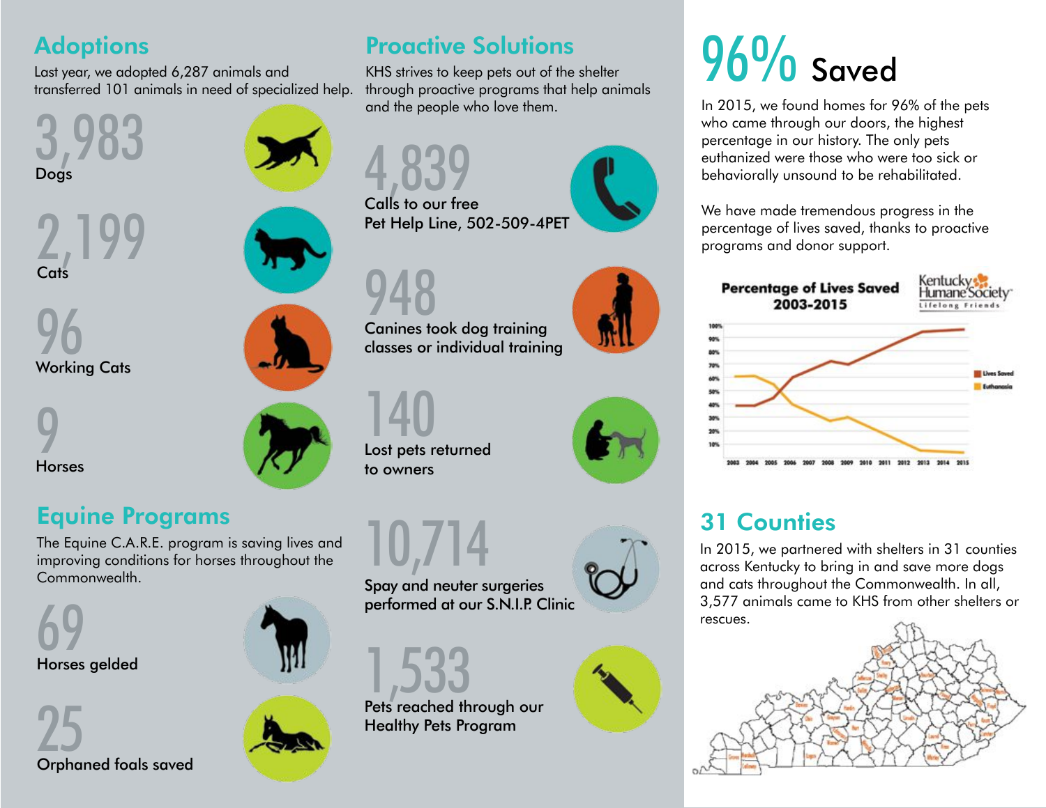## Adoptions

Last year, we adopted 6,287 animals and transferred 101 animals in need of specialized help.

**3,983**
Dogs

**2,199**
Cats

**96**
Working Cats

**9**
Horses

## Equine Programs

The Equine C.A.R.E. program is saving lives and improving conditions for horses throughout the Commonwealth.

**69**
Horses gelded

**25**
Orphaned foals saved

## Proactive Solutions

KHS strives to keep pets out of the shelter through proactive programs that help animals and the people who love them.

**4,839**
Calls to our free Pet Help Line, 502-509-4PET

**948**
Canines took dog training classes or individual training

**140**
Lost pets returned to owners

**10,714**
Spay and neuter surgeries performed at our S.N.I.P. Clinic

**1,533**
Pets reached through our Healthy Pets Program

# 96% Saved

In 2015, we found homes for 96% of the pets who came through our doors, the highest percentage in our history. The only pets euthanized were those who were too sick or behaviorally unsound to be rehabilitated.

We have made tremendous progress in the percentage of lives saved, thanks to proactive programs and donor support.

**Percentage of Lives Saved 2003-2015**

Kentucky Humane Society Lifelong Friends

Lives Saved
Euthanasia

## 31 Counties

In 2015, we partnered with shelters in 31 counties across Kentucky to bring in and save more dogs and cats throughout the Commonwealth. In all, 3,577 animals came to KHS from other shelters or rescues.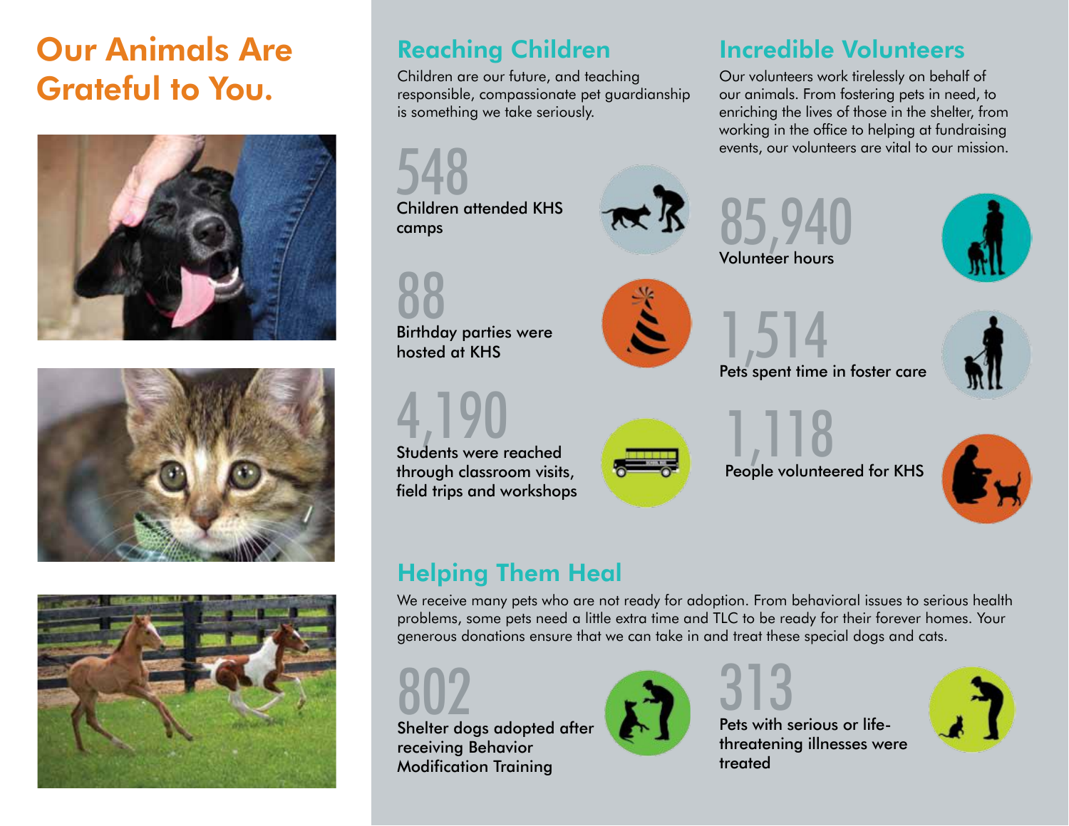# Our Animals Are Grateful to You.

## Reaching Children

Children are our future, and teaching responsible, compassionate pet guardianship is something we take seriously.

**548**
Children attended KHS camps

**88**
Birthday parties were hosted at KHS

**4,190**
Students were reached through classroom visits, field trips and workshops

## Incredible Volunteers

Our volunteers work tirelessly on behalf of our animals. From fostering pets in need, to enriching the lives of those in the shelter, from working in the office to helping at fundraising events, our volunteers are vital to our mission.

**85,940**
Volunteer hours

**1,514**
Pets spent time in foster care

**1,118**
People volunteered for KHS

## Helping Them Heal

We receive many pets who are not ready for adoption. From behavioral issues to serious health problems, some pets need a little extra time and TLC to be ready for their forever homes. Your generous donations ensure that we can take in and treat these special dogs and cats.

**802**
Shelter dogs adopted after receiving Behavior Modification Training

**313**
Pets with serious or life-threatening illnesses were treated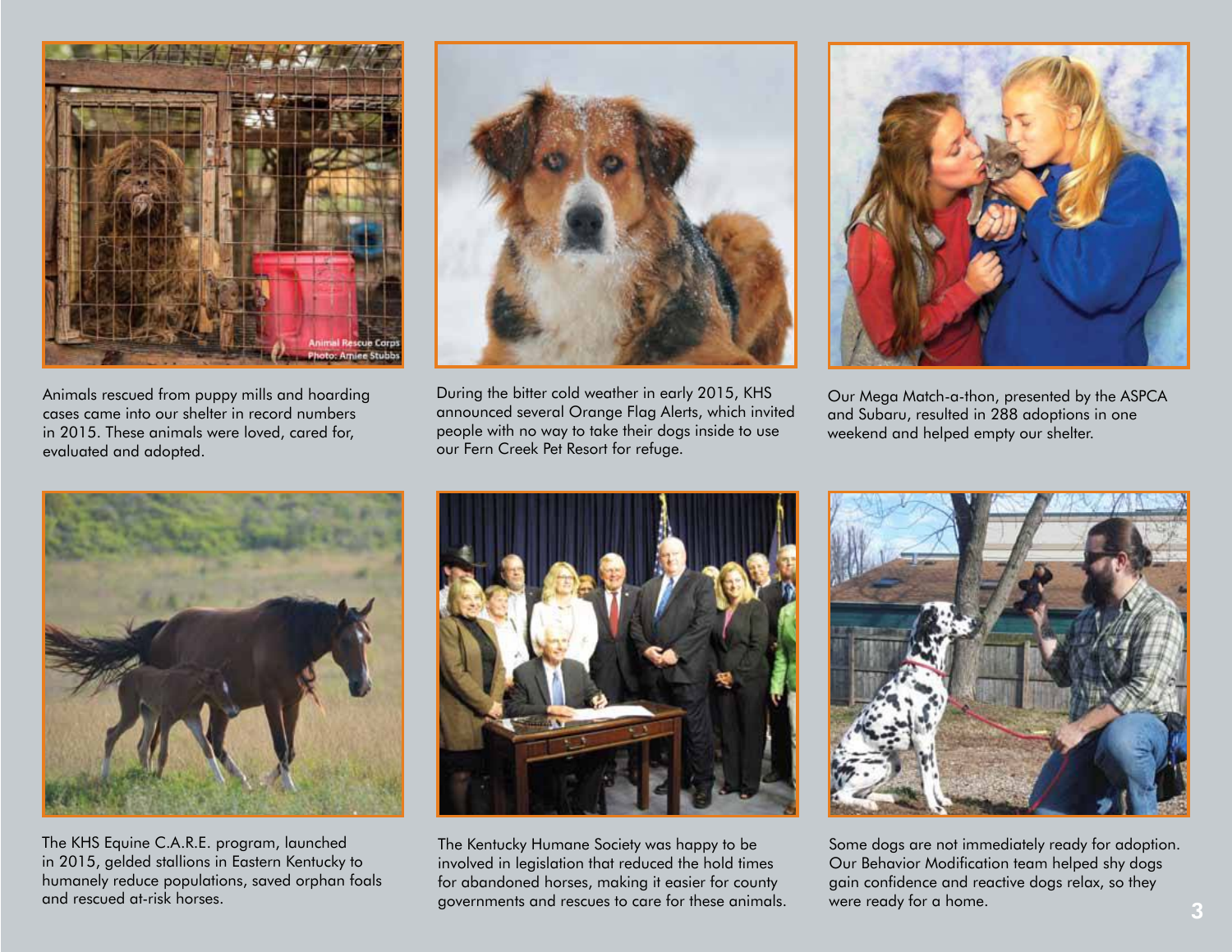Animals rescued from puppy mills and hoarding cases came into our shelter in record numbers in 2015. These animals were loved, cared for, evaluated and adopted.

During the bitter cold weather in early 2015, KHS announced several Orange Flag Alerts, which invited people with no way to take their dogs inside to use our Fern Creek Pet Resort for refuge.

Our Mega Match-a-thon, presented by the ASPCA and Subaru, resulted in 288 adoptions in one weekend and helped empty our shelter.

The KHS Equine C.A.R.E. program, launched in 2015, gelded stallions in Eastern Kentucky to humanely reduce populations, saved orphan foals and rescued at-risk horses.

The Kentucky Humane Society was happy to be involved in legislation that reduced the hold times for abandoned horses, making it easier for county governments and rescues to care for these animals.

Some dogs are not immediately ready for adoption. Our Behavior Modification team helped shy dogs gain confidence and reactive dogs relax, so they were ready for a home.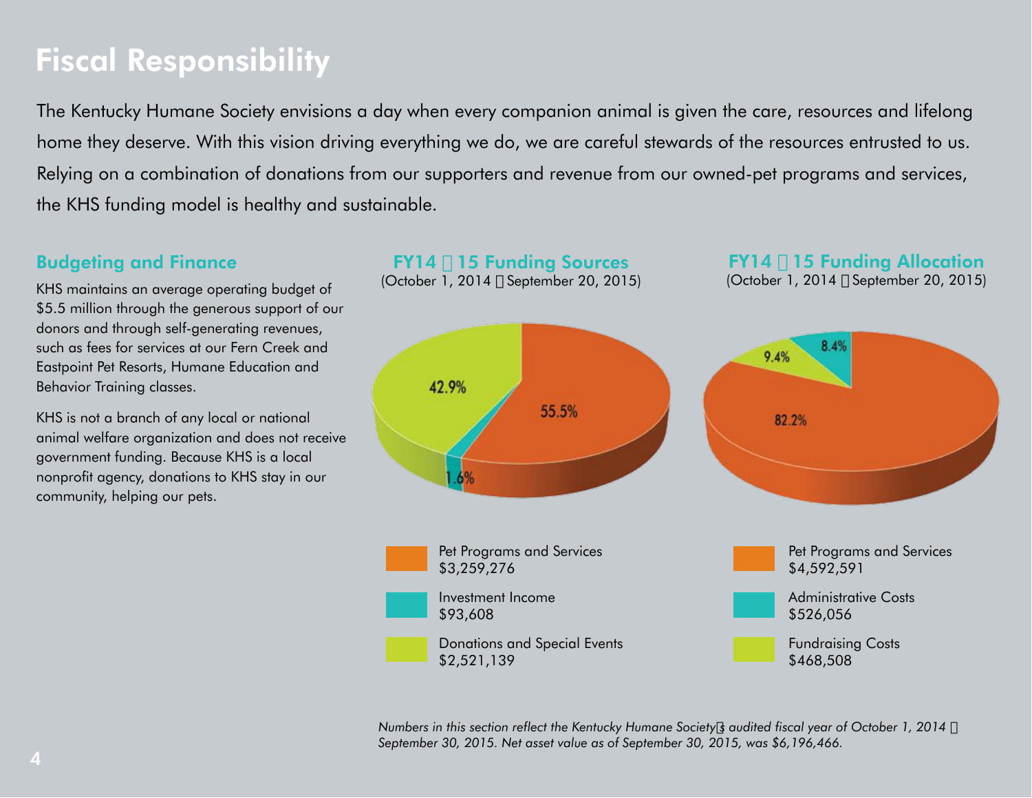# Fiscal Responsibility

The Kentucky Humane Society envisions a day when every companion animal is given the care, resources and lifelong home they deserve. With this vision driving everything we do, we are careful stewards of the resources entrusted to us. Relying on a combination of donations from our supporters and revenue from our owned-pet programs and services, the KHS funding model is healthy and sustainable.

## Budgeting and Finance

KHS maintains an average operating budget of $5.5 million through the generous support of our donors and through self-generating revenues, such as fees for services at our Fern Creek and Eastpoint Pet Resorts, Humane Education and Behavior Training classes.

KHS is not a branch of any local or national animal welfare organization and does not receive government funding. Because KHS is a local nonprofit agency, donations to KHS stay in our community, helping our pets.

## FY14 – 15 Funding Sources

(October 1, 2014 – September 20, 2015)

| Source | Amount | Percentage |
|---|---|---|
| Pet Programs and Services | $3,259,276 | 55.5% |
| Investment Income | $93,608 | 1.6% |
| Donations and Special Events | $2,521,139 | 42.9% |

## FY14 – 15 Funding Allocation

(October 1, 2014 – September 20, 2015)

| Allocation | Amount | Percentage |
|---|---|---|
| Pet Programs and Services | $4,592,591 | 82.2% |
| Administrative Costs | $526,056 | 8.4% |
| Fundraising Costs | $468,508 | 9.4% |

*Numbers in this section reflect the Kentucky Humane Society's audited fiscal year of October 1, 2014 – September 30, 2015. Net asset value as of September 30, 2015, was $6,196,466.*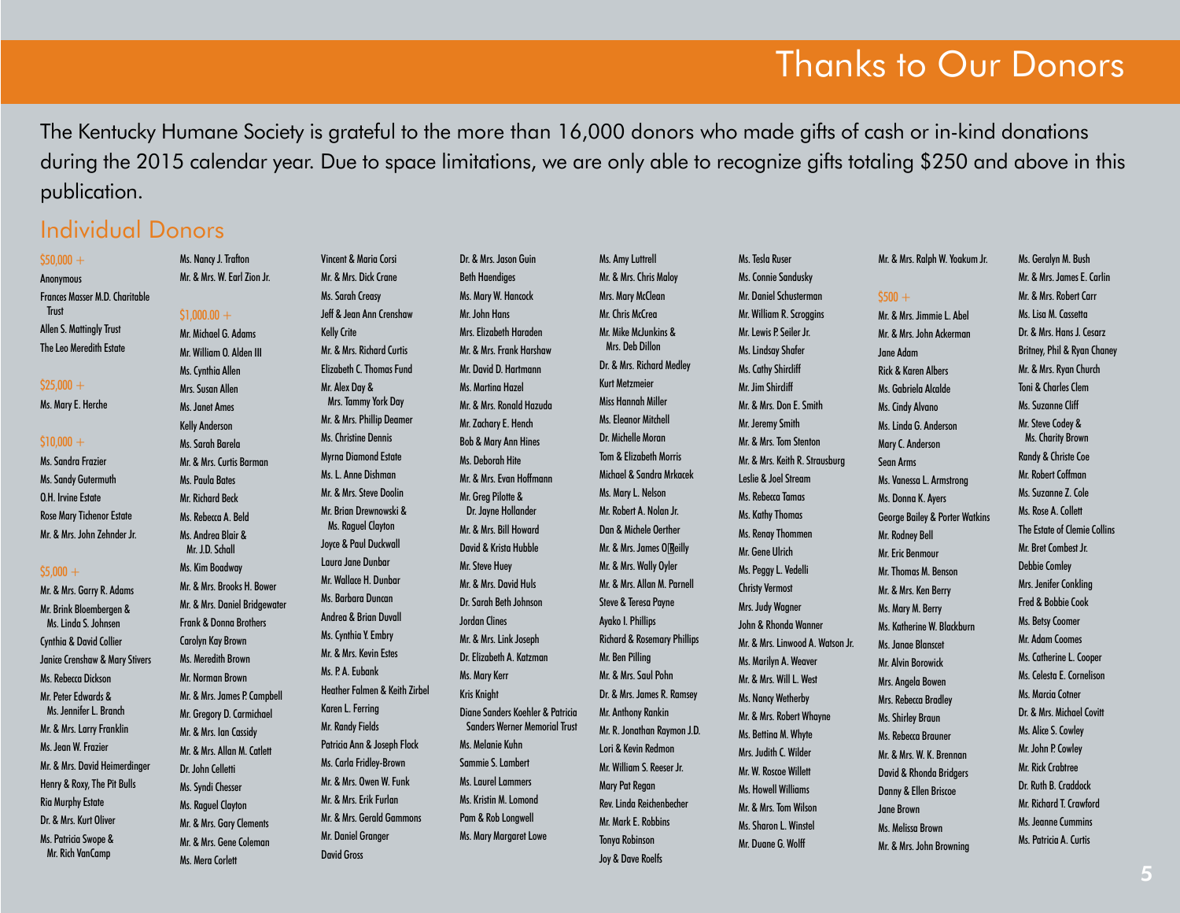# Thanks to Our Donors

The Kentucky Humane Society is grateful to the more than 16,000 donors who made gifts of cash or in-kind donations during the 2015 calendar year. Due to space limitations, we are only able to recognize gifts totaling $250 and above in this publication.

## Individual Donors

### $50,000 +

Anonymous
Frances Masser M.D. Charitable Trust
Allen S. Mattingly Trust
The Leo Meredith Estate

### $25,000 +

Ms. Mary E. Herche

### $10,000 +

Ms. Sandra Frazier
Ms. Sandy Gutermuth
O.H. Irvine Estate
Rose Mary Tichenor Estate
Mr. & Mrs. John Zehnder Jr.

### $5,000 +

Mr. & Mrs. Garry R. Adams
Mr. Brink Bloembergen & Ms. Linda S. Johnsen
Cynthia & David Collier
Janice Crenshaw & Mary Stivers
Ms. Rebecca Dickson
Mr. Peter Edwards & Ms. Jennifer L. Branch
Mr. & Mrs. Larry Franklin
Ms. Jean W. Frazier
Mr. & Mrs. David Heimerdinger
Henry & Roxy, The Pit Bulls
Ria Murphy Estate
Dr. & Mrs. Kurt Oliver
Ms. Patricia Swope & Mr. Rich VanCamp
Ms. Nancy J. Trafton
Mr. & Mrs. W. Earl Zion Jr.

### $1,000.00 +

Mr. Michael G. Adams
Mr. William O. Alden III
Ms. Cynthia Allen
Mrs. Susan Allen
Ms. Janet Ames
Kelly Anderson
Ms. Sarah Barela
Mr. & Mrs. Curtis Barman
Ms. Paula Bates
Mr. Richard Beck
Ms. Rebecca A. Beld
Ms. Andrea Blair & Mr. J.D. Schall
Ms. Kim Boadway
Mr. & Mrs. Brooks H. Bower
Mr. & Mrs. Daniel Bridgewater
Frank & Donna Brothers
Carolyn Kay Brown
Ms. Meredith Brown
Mr. Norman Brown
Mr. & Mrs. James P. Campbell
Mr. Gregory D. Carmichael
Mr. & Mrs. Ian Cassidy
Mr. & Mrs. Allan M. Catlett
Dr. John Celletti
Ms. Syndi Chesser
Ms. Raquel Clayton
Mr. & Mrs. Gary Clements
Mr. & Mrs. Gene Coleman
Ms. Mera Corlett
Vincent & Maria Corsi
Mr. & Mrs. Dick Crane
Ms. Sarah Creasy
Jeff & Jean Ann Crenshaw
Kelly Crite
Mr. & Mrs. Richard Curtis
Elizabeth C. Thomas Fund
Mr. Alex Day & Mrs. Tammy York Day
Mr. & Mrs. Phillip Deamer
Ms. Christine Dennis
Myrna Diamond Estate
Ms. L. Anne Dishman
Mr. & Mrs. Steve Doolin
Mr. Brian Drewnowski & Ms. Raguel Clayton
Joyce & Paul Duckwall
Laura Jane Dunbar
Mr. Wallace H. Dunbar
Ms. Barbara Duncan
Andrea & Brian Duvall
Ms. Cynthia Y. Embry
Mr. & Mrs. Kevin Estes
Ms. P. A. Eubank
Heather Falmen & Keith Zirbel
Karen L. Ferring
Mr. Randy Fields
Patricia Ann & Joseph Flock
Ms. Carla Fridley-Brown
Mr. & Mrs. Owen W. Funk
Mr. & Mrs. Erik Furlan
Mr. & Mrs. Gerald Gammons
Mr. Daniel Granger
David Gross
Dr. & Mrs. Jason Guin
Beth Haendiges
Ms. Mary W. Hancock
Mr. John Hans
Mrs. Elizabeth Haraden
Mr. & Mrs. Frank Harshaw
Mr. David D. Hartmann
Ms. Martina Hazel
Mr. & Mrs. Ronald Hazuda
Mr. Zachary E. Hench
Bob & Mary Ann Hines
Ms. Deborah Hite
Mr. & Mrs. Evan Hoffmann
Mr. Greg Pilotte & Dr. Jayne Hollander
Mr. & Mrs. Bill Howard
David & Krista Hubble
Mr. Steve Huey
Mr. & Mrs. David Huls
Dr. Sarah Beth Johnson
Jordan Clines
Mr. & Mrs. Link Joseph
Dr. Elizabeth A. Katzman
Ms. Mary Kerr
Kris Knight
Diane Sanders Koehler & Patricia Sanders Werner Memorial Trust
Ms. Melanie Kuhn
Sammie S. Lambert
Ms. Laurel Lammers
Ms. Kristin M. Lomond
Pam & Rob Longwell
Ms. Mary Margaret Lowe
Ms. Amy Luttrell
Mr. & Mrs. Chris Maloy
Mrs. Mary McClean
Mr. Chris McCrea
Mr. Mike McJunkins & Mrs. Deb Dillon
Dr. & Mrs. Richard Medley
Kurt Metzmeier
Miss Hannah Miller
Ms. Eleanor Mitchell
Dr. Michelle Moran
Tom & Elizabeth Morris
Michael & Sandra Mrkacek
Ms. Mary L. Nelson
Mr. Robert A. Nolan Jr.
Dan & Michele Oerther
Mr. & Mrs. James O'Reilly
Mr. & Mrs. Wally Oyler
Mr. & Mrs. Allan M. Parnell
Steve & Teresa Payne
Ayako I. Phillips
Richard & Rosemary Phillips
Mr. Ben Pilling
Mr. & Mrs. Saul Pohn
Dr. & Mrs. James R. Ramsey
Mr. Anthony Rankin
Mr. R. Jonathan Raymon J.D.
Lori & Kevin Redmon
Mr. William S. Reeser Jr.
Mary Pat Regan
Rev. Linda Reichenbecher
Mr. Mark E. Robbins
Tonya Robinson
Joy & Dave Roelfs
Ms. Tesla Ruser
Ms. Connie Sandusky
Mr. Daniel Schusterman
Mr. William R. Scroggins
Mr. Lewis P. Seiler Jr.
Ms. Lindsay Shafer
Ms. Cathy Shircliff
Mr. Jim Shircliff
Mr. & Mrs. Don E. Smith
Mr. Jeremy Smith
Mr. & Mrs. Tom Stenton
Mr. & Mrs. Keith R. Strausburg
Leslie & Joel Stream
Ms. Rebecca Tamas
Ms. Kathy Thomas
Ms. Renay Thommen
Mr. Gene Ulrich
Ms. Peggy L. Vedelli
Christy Vermost
Mrs. Judy Wagner
John & Rhonda Wanner
Mr. & Mrs. Linwood A. Watson Jr.
Ms. Marilyn A. Weaver
Mr. & Mrs. Will L. West
Ms. Nancy Wetherby
Mr. & Mrs. Robert Whayne
Ms. Bettina M. Whyte
Mrs. Judith C. Wilder
Mr. W. Roscoe Willett
Ms. Howell Williams
Mr. & Mrs. Tom Wilson
Ms. Sharon L. Winstel
Mr. Duane G. Wolff
Mr. & Mrs. Ralph W. Yoakum Jr.

### $500 +

Mr. & Mrs. Jimmie L. Abel
Mr. & Mrs. John Ackerman
Jane Adam
Rick & Karen Albers
Ms. Gabriela Alcalde
Ms. Cindy Alvano
Ms. Linda G. Anderson
Mary C. Anderson
Sean Arms
Ms. Vanessa L. Armstrong
Ms. Donna K. Ayers
George Bailey & Porter Watkins
Mr. Rodney Bell
Mr. Eric Benmour
Mr. Thomas M. Benson
Mr. & Mrs. Ken Berry
Ms. Mary M. Berry
Ms. Katherine W. Blackburn
Ms. Janae Blanscet
Mr. Alvin Borowick
Mrs. Angela Bowen
Mrs. Rebecca Bradley
Ms. Shirley Braun
Ms. Rebecca Brauner
Mr. & Mrs. W. K. Brennan
David & Rhonda Bridgers
Danny & Ellen Briscoe
Jane Brown
Ms. Melissa Brown
Mr. & Mrs. John Browning
Ms. Geralyn M. Bush
Mr. & Mrs. James E. Carlin
Mr. & Mrs. Robert Carr
Ms. Lisa M. Cassetta
Dr. & Mrs. Hans J. Cesarz
Britney, Phil & Ryan Chaney
Mr. & Mrs. Ryan Church
Toni & Charles Clem
Ms. Suzanne Cliff
Mr. Steve Codey & Ms. Charity Brown
Randy & Christe Coe
Mr. Robert Coffman
Ms. Suzanne Z. Cole
Ms. Rose A. Collett
The Estate of Clemie Collins
Mr. Bret Combest Jr.
Debbie Comley
Mrs. Jenifer Conkling
Fred & Bobbie Cook
Ms. Betsy Coomer
Mr. Adam Coomes
Ms. Catherine L. Cooper
Ms. Celesta E. Cornelison
Ms. Marcia Cotner
Dr. & Mrs. Michael Covitt
Ms. Alice S. Cowley
Mr. John P. Cowley
Mr. Rick Crabtree
Dr. Ruth B. Craddock
Mr. Richard T. Crawford
Ms. Jeanne Cummins
Ms. Patricia A. Curtis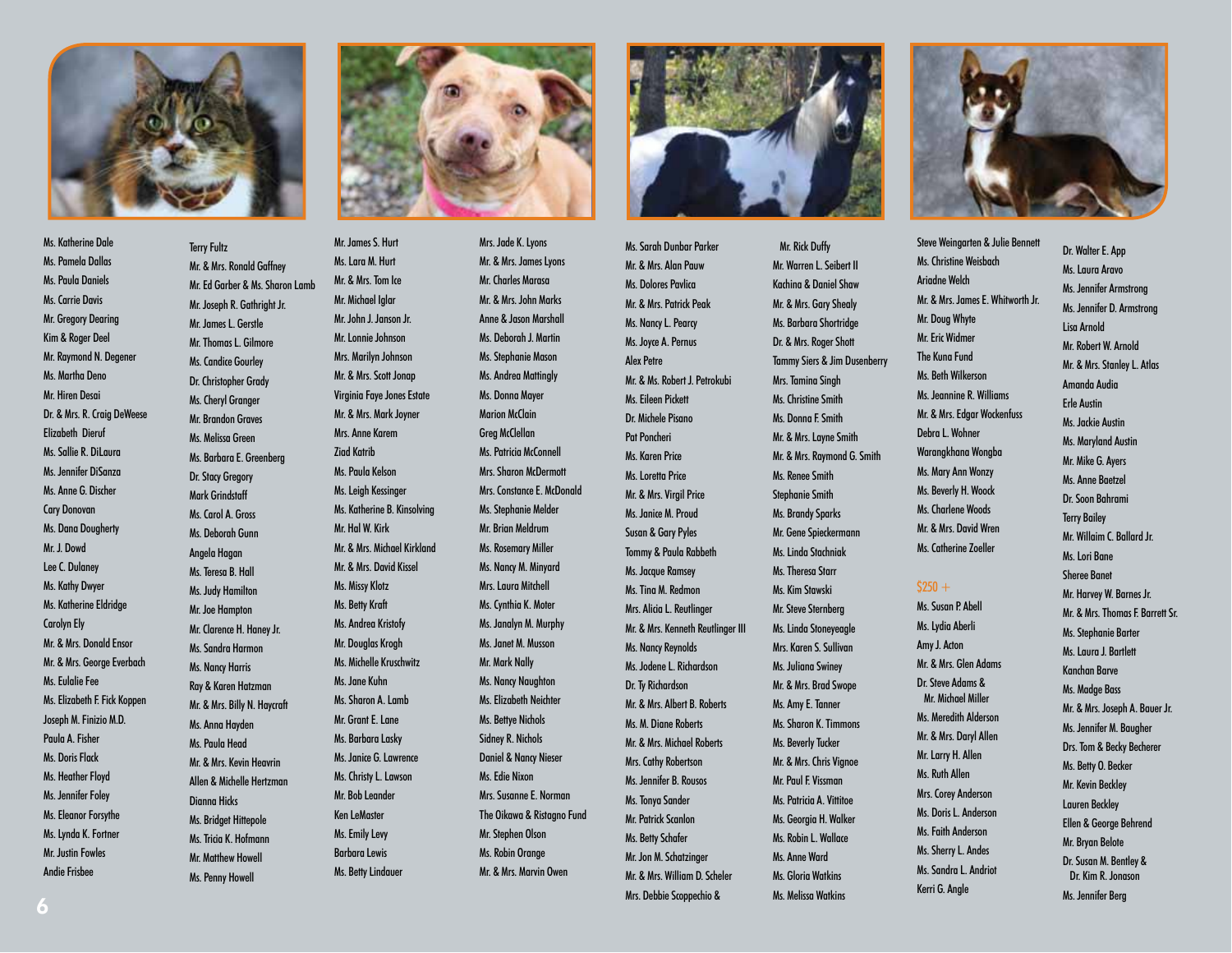Ms. Katherine Dale
Ms. Pamela Dallas
Ms. Paula Daniels
Ms. Carrie Davis
Mr. Gregory Dearing
Kim & Roger Deel
Mr. Raymond N. Degener
Ms. Martha Deno
Mr. Hiren Desai
Dr. & Mrs. R. Craig DeWeese
Elizabeth Dieruf
Ms. Sallie R. DiLaura
Ms. Jennifer DiSanza
Ms. Anne G. Discher
Cary Donovan
Ms. Dana Dougherty
Mr. J. Dowd
Lee C. Dulaney
Ms. Kathy Dwyer
Ms. Katherine Eldridge
Carolyn Ely
Mr. & Mrs. Donald Ensor
Mr. & Mrs. George Everbach
Ms. Eulalie Fee
Ms. Elizabeth F. Fick Koppen
Joseph M. Finizio M.D.
Paula A. Fisher
Ms. Doris Flack
Ms. Heather Floyd
Ms. Jennifer Foley
Ms. Eleanor Forsythe
Ms. Lynda K. Fortner
Mr. Justin Fowles
Andie Frisbee

Terry Fultz
Mr. & Mrs. Ronald Gaffney
Mr. Ed Garber & Ms. Sharon Lamb
Mr. Joseph R. Gathright Jr.
Mr. James L. Gerstle
Mr. Thomas L. Gilmore
Ms. Candice Gourley
Dr. Christopher Grady
Ms. Cheryl Granger
Mr. Brandon Graves
Ms. Melissa Green
Ms. Barbara E. Greenberg
Dr. Stacy Gregory
Mark Grindstaff
Ms. Carol A. Gross
Ms. Deborah Gunn
Angela Hagan
Ms. Teresa B. Hall
Ms. Judy Hamilton
Mr. Joe Hampton
Mr. Clarence H. Haney Jr.
Ms. Sandra Harmon
Ms. Nancy Harris
Ray & Karen Hatzman
Mr. & Mrs. Billy N. Haycraft
Ms. Anna Hayden
Ms. Paula Head
Mr. & Mrs. Kevin Heavrin
Allen & Michelle Hertzman
Dianna Hicks
Ms. Bridget Hittepole
Ms. Tricia K. Hofmann
Mr. Matthew Howell
Ms. Penny Howell

Mr. James S. Hurt
Ms. Lara M. Hurt
Mr. & Mrs. Tom Ice
Mr. Michael Iglar
Mr. John J. Janson Jr.
Mr. Lonnie Johnson
Mrs. Marilyn Johnson
Mr. & Mrs. Scott Jonap
Virginia Faye Jones Estate
Mr. & Mrs. Mark Joyner
Mrs. Anne Karem
Ziad Katrib
Ms. Paula Kelson
Ms. Leigh Kessinger
Ms. Katherine B. Kinsolving
Mr. Hal W. Kirk
Mr. & Mrs. Michael Kirkland
Mr. & Mrs. David Kissel
Ms. Missy Klotz
Ms. Betty Kraft
Ms. Andrea Kristofy
Mr. Douglas Krogh
Ms. Michelle Kruschwitz
Ms. Jane Kuhn
Ms. Sharon A. Lamb
Mr. Grant E. Lane
Ms. Barbara Lasky
Ms. Janice G. Lawrence
Ms. Christy L. Lawson
Mr. Bob Leander
Ken LeMaster
Ms. Emily Levy
Barbara Lewis
Ms. Betty Lindauer

Mrs. Jade K. Lyons
Mr. & Mrs. James Lyons
Mr. Charles Marasa
Mr. & Mrs. John Marks
Anne & Jason Marshall
Ms. Deborah J. Martin
Ms. Stephanie Mason
Ms. Andrea Mattingly
Ms. Donna Mayer
Marion McClain
Greg McClellan
Ms. Patricia McConnell
Mrs. Sharon McDermott
Mrs. Constance E. McDonald
Ms. Stephanie Melder
Mr. Brian Meldrum
Ms. Rosemary Miller
Ms. Nancy M. Minyard
Mrs. Laura Mitchell
Ms. Cynthia K. Moter
Ms. Janalyn M. Murphy
Ms. Janet M. Musson
Mr. Mark Nally
Ms. Nancy Naughton
Ms. Elizabeth Neichter
Ms. Bettye Nichols
Sidney R. Nichols
Daniel & Nancy Nieser
Ms. Edie Nixon
Mrs. Susanne E. Norman
The Oikawa & Ristagno Fund
Mr. Stephen Olson
Ms. Robin Orange
Mr. & Mrs. Marvin Owen

Ms. Sarah Dunbar Parker
Mr. & Mrs. Alan Pauw
Ms. Dolores Pavlica
Mr. & Mrs. Patrick Peak
Ms. Nancy L. Pearcy
Ms. Joyce A. Pernus
Alex Petre
Mr. & Ms. Robert J. Petrokubi
Ms. Eileen Pickett
Dr. Michele Pisano
Pat Poncheri
Ms. Karen Price
Ms. Loretta Price
Mr. & Mrs. Virgil Price
Ms. Janice M. Proud
Susan & Gary Pyles
Tommy & Paula Rabbeth
Ms. Jacque Ramsey
Ms. Tina M. Redmon
Mrs. Alicia L. Reutlinger
Mr. & Mrs. Kenneth Reutlinger III
Ms. Nancy Reynolds
Ms. Jodene L. Richardson
Dr. Ty Richardson
Mr. & Mrs. Albert B. Roberts
Ms. M. Diane Roberts
Mr. & Mrs. Michael Roberts
Mrs. Cathy Robertson
Ms. Jennifer B. Rousos
Ms. Tonya Sander
Mr. Patrick Scanlon
Ms. Betty Schafer
Mr. Jon M. Schatzinger
Mr. & Mrs. William D. Scheler
Mrs. Debbie Scoppechio &
Mr. Rick Duffy

Mr. Warren L. Seibert II
Kachina & Daniel Shaw
Mr. & Mrs. Gary Shealy
Ms. Barbara Shortridge
Dr. & Mrs. Roger Shott
Tammy Siers & Jim Dusenberry
Mrs. Tamina Singh
Ms. Christine Smith
Ms. Donna F. Smith
Mr. & Mrs. Layne Smith
Mr. & Mrs. Raymond G. Smith
Ms. Renee Smith
Stephanie Smith
Ms. Brandy Sparks
Mr. Gene Spieckermann
Ms. Linda Stachniak
Ms. Theresa Starr
Ms. Kim Stawski
Mr. Steve Sternberg
Ms. Linda Stoneyeagle
Mrs. Karen S. Sullivan
Ms. Juliana Swiney
Mr. & Mrs. Brad Swope
Ms. Amy E. Tanner
Ms. Sharon K. Timmons
Ms. Beverly Tucker
Mr. & Mrs. Chris Vignoe
Mr. Paul F. Vissman
Ms. Patricia A. Vittitoe
Ms. Georgia H. Walker
Ms. Robin L. Wallace
Ms. Anne Ward
Ms. Gloria Watkins
Ms. Melissa Watkins

Steve Weingarten & Julie Bennett
Ms. Christine Weisbach
Ariadne Welch
Mr. & Mrs. James E. Whitworth Jr.
Mr. Doug Whyte
Mr. Eric Widmer
The Kuna Fund
Ms. Beth Wilkerson
Ms. Jeannine R. Williams
Mr. & Mrs. Edgar Wockenfuss
Debra L. Wohner
Warangkhana Wongba
Ms. Mary Ann Wonzy
Ms. Beverly H. Woock
Ms. Charlene Woods
Mr. & Mrs. David Wren
Ms. Catherine Zoeller

## $250 +

Ms. Susan P. Abell
Ms. Lydia Aberli
Amy J. Acton
Mr. & Mrs. Glen Adams
Dr. Steve Adams & Mr. Michael Miller
Ms. Meredith Alderson
Mr. & Mrs. Daryl Allen
Mr. Larry H. Allen
Ms. Ruth Allen
Mrs. Corey Anderson
Ms. Doris L. Anderson
Ms. Faith Anderson
Ms. Sherry L. Andes
Ms. Sandra L. Andriot
Kerri G. Angle

Dr. Walter E. App
Ms. Laura Aravo
Ms. Jennifer Armstrong
Ms. Jennifer D. Armstrong
Lisa Arnold
Mr. Robert W. Arnold
Mr. & Mrs. Stanley L. Atlas
Amanda Audia
Erle Austin
Ms. Jackie Austin
Ms. Maryland Austin
Mr. Mike G. Ayers
Ms. Anne Baetzel
Dr. Soon Bahrami
Terry Bailey
Mr. William C. Ballard Jr.
Ms. Lori Bane
Sheree Banet
Mr. Harvey W. Barnes Jr.
Mr. & Mrs. Thomas F. Barrett Sr.
Ms. Stephanie Barter
Ms. Laura J. Bartlett
Kanchan Barve
Ms. Madge Bass
Mr. & Mrs. Joseph A. Bauer Jr.
Ms. Jennifer M. Baugher
Drs. Tom & Becky Becherer
Ms. Betty O. Becker
Mr. Kevin Beckley
Lauren Beckley
Ellen & George Behrend
Mr. Bryan Belote
Dr. Susan M. Bentley & Dr. Kim R. Jonason
Ms. Jennifer Berg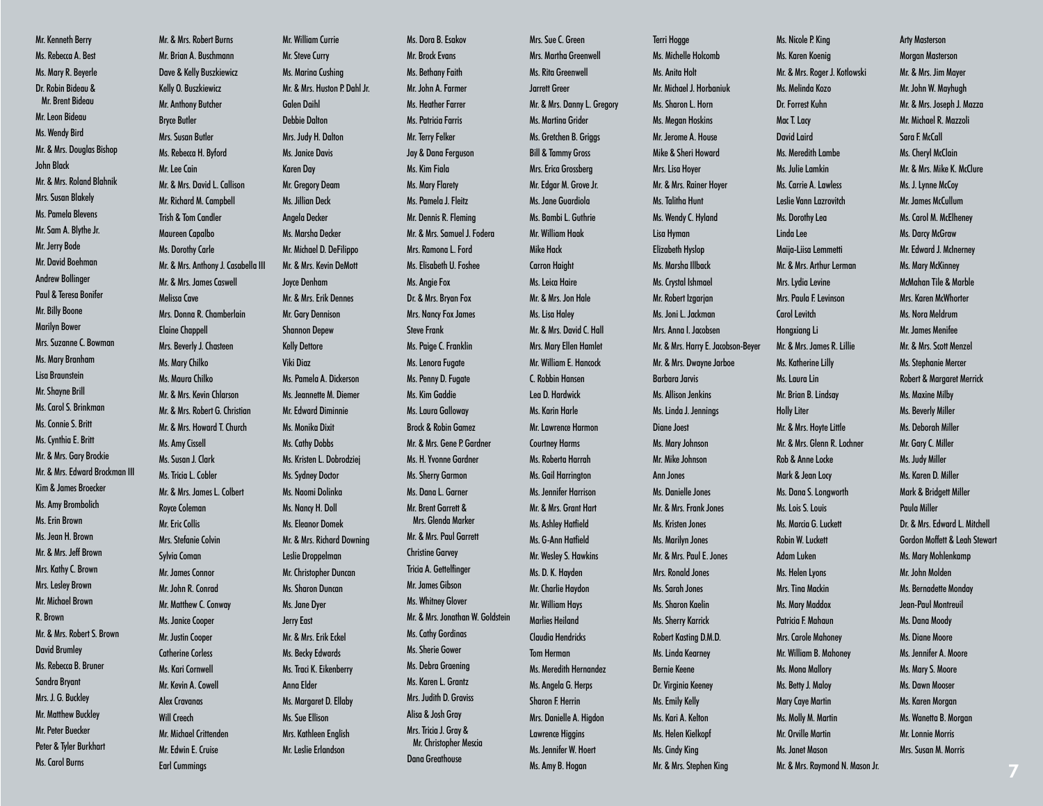Mr. Kenneth Berry
Ms. Rebecca A. Best
Ms. Mary R. Beyerle
Dr. Robin Bideau & Mr. Brent Bideau
Mr. Leon Bideau
Ms. Wendy Bird
Mr. & Mrs. Douglas Bishop
John Black
Mr. & Mrs. Roland Blahnik
Mrs. Susan Blakely
Ms. Pamela Blevens
Mr. Sam A. Blythe Jr.
Mr. Jerry Bode
Mr. David Boehman
Andrew Bollinger
Paul & Teresa Bonifer
Mr. Billy Boone
Marilyn Bower
Mrs. Suzanne C. Bowman
Ms. Mary Branham
Lisa Braunstein
Mr. Shayne Brill
Ms. Carol S. Brinkman
Ms. Connie S. Britt
Ms. Cynthia E. Britt
Mr. & Mrs. Gary Brockie
Mr. & Mrs. Edward Brockman III
Kim & James Broecker
Ms. Amy Brombolich
Ms. Erin Brown
Ms. Jean H. Brown
Mr. & Mrs. Jeff Brown
Mrs. Kathy C. Brown
Mrs. Lesley Brown
Mr. Michael Brown
R. Brown
Mr. & Mrs. Robert S. Brown
David Brumley
Ms. Rebecca B. Bruner
Sandra Bryant
Mrs. J. G. Buckley
Mr. Matthew Buckley
Mr. Peter Buecker
Peter & Tyler Burkhart
Ms. Carol Burns

Mr. & Mrs. Robert Burns
Mr. Brian A. Buschmann
Dave & Kelly Buszkiewicz
Kelly O. Buszkiewicz
Mr. Anthony Butcher
Bryce Butler
Mrs. Susan Butler
Ms. Rebecca H. Byford
Mr. Lee Cain
Mr. & Mrs. David L. Callison
Mr. Richard M. Campbell
Trish & Tom Candler
Maureen Capalbo
Ms. Dorothy Carle
Mr. & Mrs. Anthony J. Casabella III
Mr. & Mrs. James Caswell
Melissa Cave
Mrs. Donna R. Chamberlain
Elaine Chappell
Mrs. Beverly J. Chasteen
Ms. Mary Chilko
Ms. Maura Chilko
Mr. & Mrs. Kevin Chlarson
Mr. & Mrs. Robert G. Christian
Mr. & Mrs. Howard T. Church
Ms. Amy Cissell
Ms. Susan J. Clark
Ms. Tricia L. Cobler
Mr. & Mrs. James L. Colbert
Royce Coleman
Mr. Eric Collis
Mrs. Stefanie Colvin
Sylvia Coman
Mr. James Connor
Mr. John R. Conrad
Mr. Matthew C. Conway
Ms. Janice Cooper
Mr. Justin Cooper
Catherine Corless
Ms. Kari Cornwell
Mr. Kevin A. Cowell
Alex Cravanas
Will Creech
Mr. Michael Crittenden
Mr. Edwin E. Cruise
Earl Cummings

Mr. William Currie
Mr. Steve Curry
Ms. Marina Cushing
Mr. & Mrs. Huston P. Dahl Jr.
Galen Daihl
Debbie Dalton
Mrs. Judy H. Dalton
Ms. Janice Davis
Karen Day
Mr. Gregory Deam
Ms. Jillian Deck
Angela Decker
Ms. Marsha Decker
Mr. Michael D. DeFilippo
Mr. & Mrs. Kevin DeMott
Joyce Denham
Mr. & Mrs. Erik Dennes
Mr. Gary Dennison
Shannon Depew
Kelly Dettore
Viki Diaz
Ms. Pamela A. Dickerson
Ms. Jeannette M. Diemer
Mr. Edward Diminnie
Ms. Monika Dixit
Ms. Cathy Dobbs
Ms. Kristen L. Dobrodziej
Ms. Sydney Doctor
Ms. Naomi Dolinka
Ms. Nancy H. Doll
Ms. Eleanor Domek
Mr. & Mrs. Richard Downing
Leslie Droppelman
Mr. Christopher Duncan
Ms. Sharon Duncan
Ms. Jane Dyer
Jerry East
Mr. & Mrs. Erik Eckel
Ms. Becky Edwards
Ms. Traci K. Eikenberry
Anna Elder
Ms. Margaret D. Ellaby
Ms. Sue Ellison
Mrs. Kathleen English
Mr. Leslie Erlandson

Ms. Dora B. Esakov
Mr. Brock Evans
Ms. Bethany Faith
Mr. John A. Farmer
Ms. Heather Farrer
Ms. Patricia Farris
Mr. Terry Felker
Jay & Dana Ferguson
Ms. Kim Fiala
Ms. Mary Flarety
Ms. Pamela J. Fleitz
Mr. Dennis R. Fleming
Mr. & Mrs. Samuel J. Fodera
Mrs. Ramona L. Ford
Ms. Elisabeth U. Foshee
Ms. Angie Fox
Dr. & Mrs. Bryan Fox
Mrs. Nancy Fox James
Steve Frank
Ms. Paige C. Franklin
Ms. Lenora Fugate
Ms. Penny D. Fugate
Ms. Kim Gaddie
Ms. Laura Galloway
Brock & Robin Gamez
Mr. & Mrs. Gene P. Gardner
Ms. H. Yvonne Gardner
Ms. Sherry Garmon
Ms. Dana L. Garner
Mr. Brent Garrett & Mrs. Glenda Marker
Mr. & Mrs. Paul Garrett
Christine Garvey
Tricia A. Gettelfinger
Mr. James Gibson
Ms. Whitney Glover
Mr. & Mrs. Jonathan W. Goldstein
Ms. Cathy Gordinas
Ms. Sherie Gower
Ms. Debra Graening
Ms. Karen L. Grantz
Mrs. Judith D. Graviss
Alisa & Josh Gray
Mrs. Tricia J. Gray & Mr. Christopher Mescia
Dana Greathouse

Mrs. Sue C. Green
Mrs. Martha Greenwell
Ms. Rita Greenwell
Jarrett Greer
Mr. & Mrs. Danny L. Gregory
Ms. Martina Grider
Ms. Gretchen B. Griggs
Bill & Tammy Gross
Mrs. Erica Grossberg
Mr. Edgar M. Grove Jr.
Ms. Jane Guardiola
Ms. Bambi L. Guthrie
Mr. William Haak
Mike Hack
Carron Haight
Ms. Leica Haire
Mr. & Mrs. Jon Hale
Ms. Lisa Haley
Mr. & Mrs. David C. Hall
Mrs. Mary Ellen Hamlet
Mr. William E. Hancock
C. Robbin Hansen
Lea D. Hardwick
Ms. Karin Harle
Mr. Lawrence Harmon
Courtney Harms
Ms. Roberta Harrah
Ms. Gail Harrington
Ms. Jennifer Harrison
Mr. & Mrs. Grant Hart
Ms. Ashley Hatfield
Ms. G-Ann Hatfield
Mr. Wesley S. Hawkins
Ms. D. K. Hayden
Mr. Charlie Haydon
Mr. William Hays
Marlies Heiland
Claudia Hendricks
Tom Herman
Ms. Meredith Hernandez
Ms. Angela G. Herps
Sharon F. Herrin
Mrs. Danielle A. Higdon
Lawrence Higgins
Ms. Jennifer W. Hoert
Ms. Amy B. Hogan

Terri Hogge
Ms. Michelle Holcomb
Ms. Anita Holt
Mr. Michael J. Horbaniuk
Ms. Sharon L. Horn
Ms. Megan Hoskins
Mr. Jerome A. House
Mike & Sheri Howard
Mrs. Lisa Hoyer
Mr. & Mrs. Rainer Hoyer
Ms. Talitha Hunt
Ms. Wendy C. Hyland
Lisa Hyman
Elizabeth Hyslop
Ms. Marsha Illback
Ms. Crystal Ishmael
Mr. Robert Izgarjan
Ms. Joni L. Jackman
Mrs. Anna I. Jacobsen
Mr. & Mrs. Harry E. Jacobson-Beyer
Mr. & Mrs. Dwayne Jarboe
Barbara Jarvis
Ms. Allison Jenkins
Ms. Linda J. Jennings
Diane Joest
Ms. Mary Johnson
Mr. Mike Johnson
Ann Jones
Ms. Danielle Jones
Mr. & Mrs. Frank Jones
Ms. Kristen Jones
Ms. Marilyn Jones
Mr. & Mrs. Paul E. Jones
Mrs. Ronald Jones
Ms. Sarah Jones
Ms. Sharon Kaelin
Ms. Sherry Karrick
Robert Kasting D.M.D.
Ms. Linda Kearney
Bernie Keene
Dr. Virginia Keeney
Ms. Emily Kelly
Ms. Kari A. Kelton
Ms. Helen Kielkopf
Ms. Cindy King
Mr. & Mrs. Stephen King

Ms. Nicole P. King
Ms. Karen Koenig
Mr. & Mrs. Roger J. Kotlowski
Ms. Melinda Kozo
Dr. Forrest Kuhn
Mac T. Lacy
David Laird
Ms. Meredith Lambe
Ms. Julie Lamkin
Ms. Carrie A. Lawless
Leslie Vann Lazrovitch
Ms. Dorothy Lea
Linda Lee
Maija-Liisa Lemmetti
Mr. & Mrs. Arthur Lerman
Mrs. Lydia Levine
Mrs. Paula F. Levinson
Carol Levitch
Hongxiang Li
Mr. & Mrs. James R. Lillie
Ms. Katherine Lilly
Ms. Laura Lin
Mr. Brian B. Lindsay
Holly Liter
Mr. & Mrs. Hoyte Little
Mr. & Mrs. Glenn R. Lochner
Rob & Anne Locke
Mark & Jean Locy
Ms. Dana S. Longworth
Ms. Lois S. Louis
Ms. Marcia G. Luckett
Robin W. Luckett
Adam Luken
Ms. Helen Lyons
Mrs. Tina Mackin
Ms. Mary Maddox
Patricia F. Mahaun
Mrs. Carole Mahoney
Mr. William B. Mahoney
Ms. Mona Mallory
Ms. Betty J. Maloy
Mary Caye Martin
Ms. Molly M. Martin
Mr. Orville Martin
Ms. Janet Mason
Mr. & Mrs. Raymond N. Mason Jr.

Arty Masterson
Morgan Masterson
Mr. & Mrs. Jim Mayer
Mr. John W. Mayhugh
Mr. & Mrs. Joseph J. Mazza
Mr. Michael R. Mazzoli
Sara F. McCall
Ms. Cheryl McClain
Mr. & Mrs. Mike K. McClure
Ms. J. Lynne McCoy
Mr. James McCullum
Ms. Carol M. McElheney
Ms. Darcy McGraw
Mr. Edward J. McInerney
Ms. Mary McKinney
McMahan Tile & Marble
Mrs. Karen McWhorter
Ms. Nora Meldrum
Mr. James Menifee
Mr. & Mrs. Scott Menzel
Ms. Stephanie Mercer
Robert & Margaret Merrick
Ms. Maxine Milby
Ms. Beverly Miller
Ms. Deborah Miller
Mr. Gary C. Miller
Ms. Judy Miller
Ms. Karen D. Miller
Mark & Bridgett Miller
Paula Miller
Dr. & Mrs. Edward L. Mitchell
Gordon Moffett & Leah Stewart
Ms. Mary Mohlenkamp
Mr. John Molden
Ms. Bernadette Monday
Jean-Paul Montreuil
Ms. Dana Moody
Ms. Diane Moore
Ms. Jennifer A. Moore
Ms. Mary S. Moore
Ms. Dawn Mooser
Ms. Karen Morgan
Ms. Wanetta B. Morgan
Mr. Lonnie Morris
Mrs. Susan M. Morris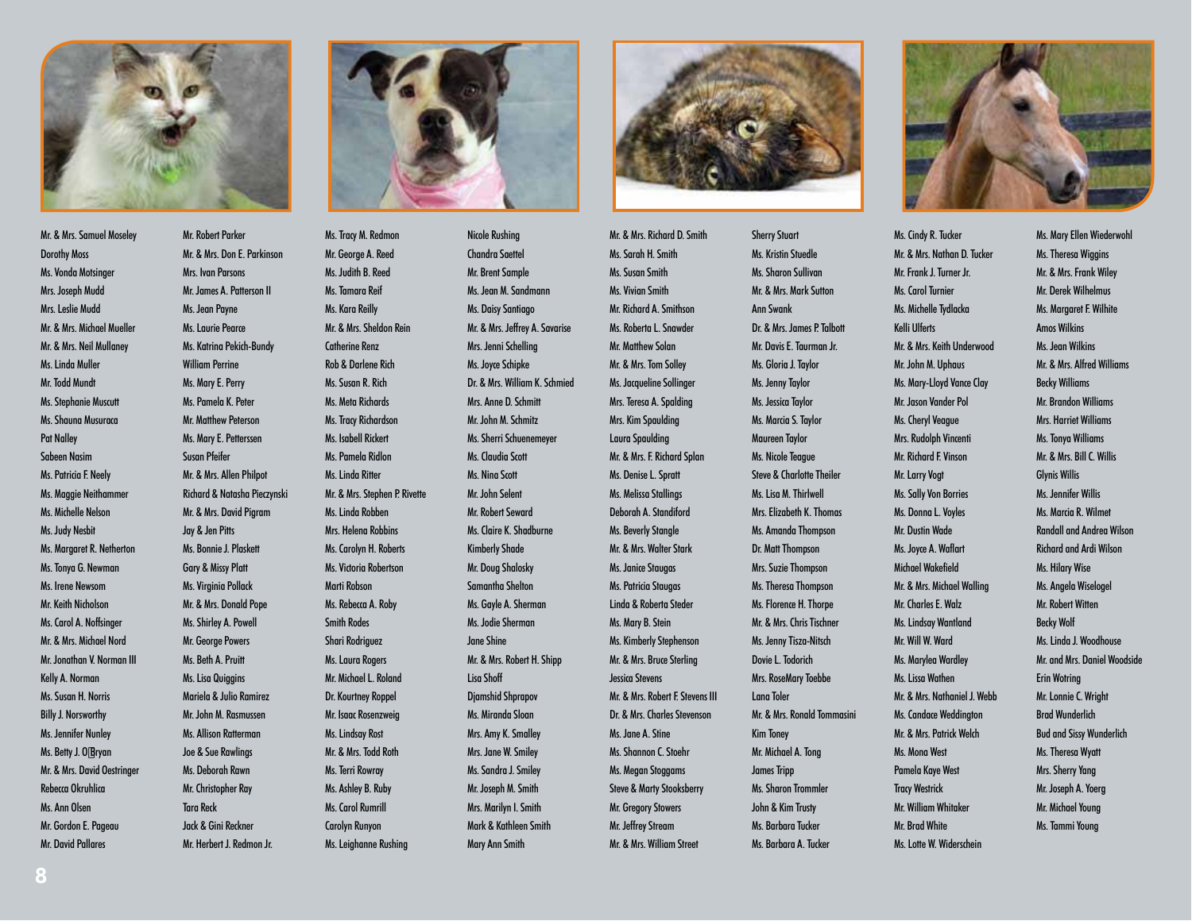Mr. & Mrs. Samuel Moseley
Dorothy Moss
Ms. Vonda Motsinger
Mrs. Joseph Mudd
Mrs. Leslie Mudd
Mr. & Mrs. Michael Mueller
Mr. & Mrs. Neil Mullaney
Ms. Linda Muller
Mr. Todd Mundt
Ms. Stephanie Muscutt
Ms. Shauna Musuraca
Pat Nalley
Sabeen Nasim
Ms. Patricia F. Neely
Ms. Maggie Neithammer
Ms. Michelle Nelson
Ms. Judy Nesbit
Ms. Margaret R. Netherton
Ms. Tonya G. Newman
Ms. Irene Newsom
Mr. Keith Nicholson
Ms. Carol A. Noffsinger
Mr. & Mrs. Michael Nord
Mr. Jonathan V. Norman III
Kelly A. Norman
Ms. Susan H. Norris
Billy J. Norsworthy
Ms. Jennifer Nunley
Ms. Betty J. O'Bryan
Mr. & Mrs. David Oestringer
Rebecca Okruhlica
Ms. Ann Olsen
Mr. Gordon E. Pageau
Mr. David Pallares

Mr. Robert Parker
Mr. & Mrs. Don E. Parkinson
Mrs. Ivan Parsons
Mr. James A. Patterson II
Ms. Jean Payne
Ms. Laurie Pearce
Ms. Katrina Pekich-Bundy
William Perrine
Ms. Mary E. Perry
Ms. Pamela K. Peter
Mr. Matthew Peterson
Ms. Mary E. Petterssen
Susan Pfeifer
Mr. & Mrs. Allen Philpot
Richard & Natasha Pieczynski
Mr. & Mrs. David Pigram
Jay & Jen Pitts
Ms. Bonnie J. Plaskett
Gary & Missy Platt
Ms. Virginia Pollack
Mr. & Mrs. Donald Pope
Ms. Shirley A. Powell
Mr. George Powers
Ms. Beth A. Pruitt
Ms. Lisa Quiggins
Mariela & Julio Ramirez
Mr. John M. Rasmussen
Ms. Allison Ratterman
Joe & Sue Rawlings
Ms. Deborah Rawn
Mr. Christopher Ray
Tara Reck
Jack & Gini Reckner
Mr. Herbert J. Redmon Jr.

Ms. Tracy M. Redmon
Mr. George A. Reed
Ms. Judith B. Reed
Ms. Tamara Reif
Ms. Kara Reilly
Mr. & Mrs. Sheldon Rein
Catherine Renz
Rob & Darlene Rich
Ms. Susan R. Rich
Ms. Meta Richards
Ms. Tracy Richardson
Ms. Isabell Rickert
Ms. Pamela Ridlon
Ms. Linda Ritter
Mr. & Mrs. Stephen P. Rivette
Ms. Linda Robben
Mrs. Helena Robbins
Ms. Carolyn H. Roberts
Ms. Victoria Robertson
Marti Robson
Ms. Rebecca A. Roby
Smith Rodes
Shari Rodriguez
Ms. Laura Rogers
Mr. Michael L. Roland
Dr. Kourtney Roppel
Mr. Isaac Rosenzweig
Ms. Lindsay Rost
Mr. & Mrs. Todd Roth
Ms. Terri Rowray
Ms. Ashley B. Ruby
Ms. Carol Rumrill
Carolyn Runyon
Ms. Leighanne Rushing

Nicole Rushing
Chandra Saettel
Mr. Brent Sample
Ms. Jean M. Sandmann
Ms. Daisy Santiago
Mr. & Mrs. Jeffrey A. Savarise
Mrs. Jenni Schelling
Ms. Joyce Schipke
Dr. & Mrs. William K. Schmied
Mrs. Anne D. Schmitt
Mr. John M. Schmitz
Ms. Sherri Schuenemeyer
Ms. Claudia Scott
Ms. Nina Scott
Mr. John Selent
Mr. Robert Seward
Ms. Claire K. Shadburne
Kimberly Shade
Mr. Doug Shalosky
Samantha Shelton
Ms. Gayle A. Sherman
Ms. Jodie Sherman
Jane Shine
Mr. & Mrs. Robert H. Shipp
Lisa Shoff
Djamshid Shprapov
Ms. Miranda Sloan
Mrs. Amy K. Smalley
Mrs. Jane W. Smiley
Ms. Sandra J. Smiley
Mr. Joseph M. Smith
Mrs. Marilyn I. Smith
Mark & Kathleen Smith
Mary Ann Smith

Mr. & Mrs. Richard D. Smith
Ms. Sarah H. Smith
Ms. Susan Smith
Ms. Vivian Smith
Mr. Richard A. Smithson
Ms. Roberta L. Snawder
Mr. Matthew Solan
Mr. & Mrs. Tom Solley
Ms. Jacqueline Sollinger
Mrs. Teresa A. Spalding
Mrs. Kim Spaulding
Laura Spaulding
Mr. & Mrs. F. Richard Splan
Ms. Denise L. Spratt
Ms. Melissa Stallings
Deborah A. Standiford
Ms. Beverly Stangle
Mr. & Mrs. Walter Stark
Ms. Janice Staugas
Ms. Patricia Staugas
Linda & Roberta Steder
Ms. Mary B. Stein
Ms. Kimberly Stephenson
Mr. & Mrs. Bruce Sterling
Jessica Stevens
Mr. & Mrs. Robert F. Stevens III
Dr. & Mrs. Charles Stevenson
Ms. Jane A. Stine
Ms. Shannon C. Stoehr
Ms. Megan Stoggams
Steve & Marty Stooksberry
Mr. Gregory Stowers
Mr. Jeffrey Stream
Mr. & Mrs. William Street

Sherry Stuart
Ms. Kristin Stuedle
Ms. Sharon Sullivan
Mr. & Mrs. Mark Sutton
Ann Swank
Dr. & Mrs. James P. Talbott
Mr. Davis E. Taurman Jr.
Ms. Gloria J. Taylor
Ms. Jenny Taylor
Ms. Jessica Taylor
Ms. Marcia S. Taylor
Maureen Taylor
Ms. Nicole Teague
Steve & Charlotte Theiler
Ms. Lisa M. Thirlwell
Mrs. Elizabeth K. Thomas
Ms. Amanda Thompson
Dr. Matt Thompson
Mrs. Suzie Thompson
Ms. Theresa Thompson
Ms. Florence H. Thorpe
Mr. & Mrs. Chris Tischner
Ms. Jenny Tisza-Nitsch
Dovie L. Todorich
Mrs. RoseMary Toebbe
Lana Toler
Mr. & Mrs. Ronald Tommasini
Kim Toney
Mr. Michael A. Tong
James Tripp
Ms. Sharon Trommler
John & Kim Trusty
Ms. Barbara Tucker
Ms. Barbara A. Tucker

Ms. Cindy R. Tucker
Mr. & Mrs. Nathan D. Tucker
Mr. Frank J. Turner Jr.
Ms. Carol Turnier
Ms. Michelle Tydlacka
Kelli Ulferts
Mr. & Mrs. Keith Underwood
Mr. John M. Uphaus
Ms. Mary-Lloyd Vance Clay
Mr. Jason Vander Pol
Ms. Cheryl Veague
Mrs. Rudolph Vincenti
Mr. Richard F. Vinson
Mr. Larry Vogt
Ms. Sally Von Borries
Ms. Donna L. Voyles
Mr. Dustin Wade
Ms. Joyce A. Waflart
Michael Wakefield
Mr. & Mrs. Michael Walling
Mr. Charles E. Walz
Ms. Lindsay Wantland
Mr. Will W. Ward
Ms. Marylea Wardley
Ms. Lissa Wathen
Mr. & Mrs. Nathaniel J. Webb
Ms. Candace Weddington
Mr. & Mrs. Patrick Welch
Ms. Mona West
Pamela Kaye West
Tracy Westrick
Mr. William Whitaker
Mr. Brad White
Ms. Lotte W. Widerschein

Ms. Mary Ellen Wiederwohl
Ms. Theresa Wiggins
Mr. & Mrs. Frank Wiley
Mr. Derek Wilhelmus
Ms. Margaret F. Wilhite
Amos Wilkins
Ms. Jean Wilkins
Mr. & Mrs. Alfred Williams
Becky Williams
Mr. Brandon Williams
Mrs. Harriet Williams
Ms. Tonya Williams
Mr. & Mrs. Bill C. Willis
Glynis Willis
Ms. Jennifer Willis
Ms. Marcia R. Wilmet
Randall and Andrea Wilson
Richard and Ardi Wilson
Ms. Hilary Wise
Ms. Angela Wiselogel
Mr. Robert Witten
Becky Wolf
Ms. Linda J. Woodhouse
Mr. and Mrs. Daniel Woodside
Erin Wotring
Mr. Lonnie C. Wright
Brad Wunderlich
Bud and Sissy Wunderlich
Ms. Theresa Wyatt
Mrs. Sherry Yang
Mr. Joseph A. Yoerg
Mr. Michael Young
Ms. Tammi Young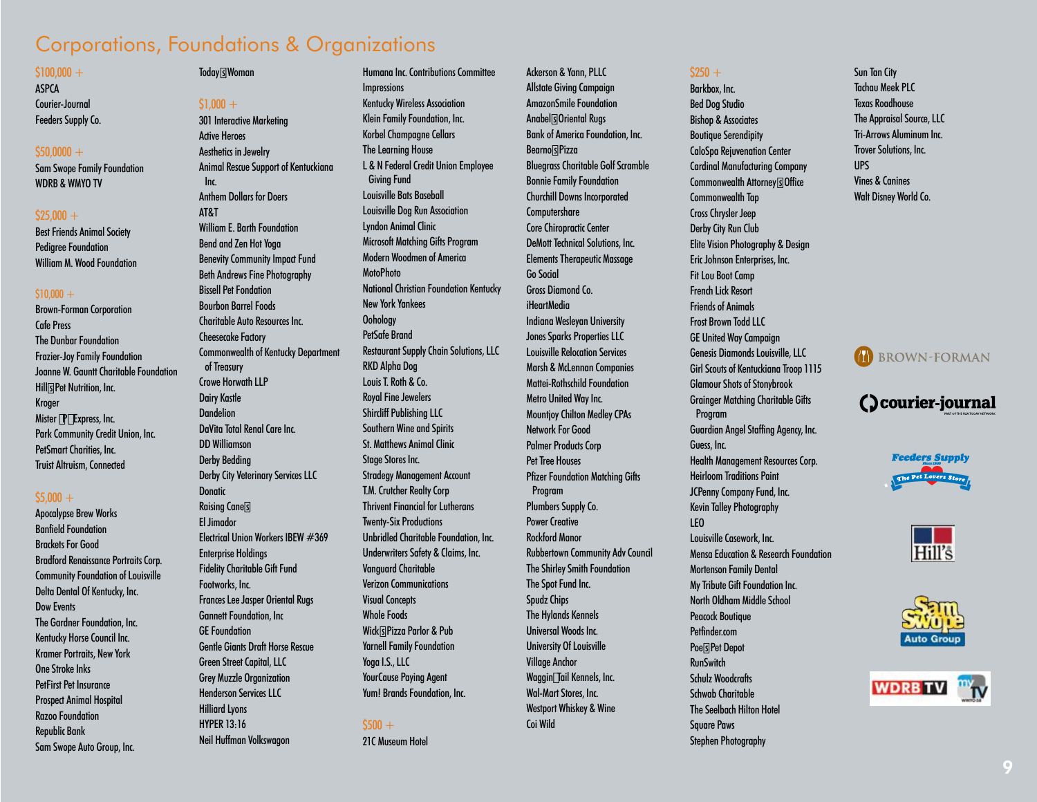# Corporations, Foundations & Organizations

## $100,000 +

ASPCA
Courier-Journal
Feeders Supply Co.

## $50,0000 +

Sam Swope Family Foundation
WDRB & WMYO TV

## $25,000 +

Best Friends Animal Society
Pedigree Foundation
William M. Wood Foundation

## $10,000 +

Brown-Forman Corporation
Cafe Press
The Dunbar Foundation
Frazier-Joy Family Foundation
Joanne W. Gauntt Charitable Foundation
Hill's Pet Nutrition, Inc.
Kroger
Mister P Express, Inc.
Park Community Credit Union, Inc.
PetSmart Charities, Inc.
Truist Altruism, Connected

## $5,000 +

Apocalypse Brew Works
Banfield Foundation
Brackets For Good
Bradford Renaissance Portraits Corp.
Community Foundation of Louisville
Delta Dental Of Kentucky, Inc.
Dow Events
The Gardner Foundation, Inc.
Kentucky Horse Council Inc.
Kramer Portraits, New York
One Stroke Inks
PetFirst Pet Insurance
Prospect Animal Hospital
Razoo Foundation
Republic Bank
Sam Swope Auto Group, Inc.
Today's Woman

## $1,000 +

301 Interactive Marketing
Active Heroes
Aesthetics in Jewelry
Animal Rescue Support of Kentuckiana Inc.
Anthem Dollars for Doers
AT&T
William E. Barth Foundation
Bend and Zen Hot Yoga
Benevity Community Impact Fund
Beth Andrews Fine Photography
Bissell Pet Fondation
Bourbon Barrel Foods
Charitable Auto Resources Inc.
Cheesecake Factory
Commonwealth of Kentucky Department of Treasury
Crowe Horwath LLP
Dairy Kastle
Dandelion
DaVita Total Renal Care Inc.
DD Williamson
Derby Bedding
Derby City Veterinary Services LLC
Donatic
Raising Cane's
El Jimador
Electrical Union Workers IBEW #369
Enterprise Holdings
Fidelity Charitable Gift Fund
Footworks, Inc.
Frances Lee Jasper Oriental Rugs
Gannett Foundation, Inc
GE Foundation
Gentle Giants Draft Horse Rescue
Green Street Capital, LLC
Grey Muzzle Organization
Henderson Services LLC
Hilliard Lyons
HYPER 13:16
Neil Huffman Volkswagon
Humana Inc. Contributions Committee
Impressions
Kentucky Wireless Wireless Association
Klein Family Foundation, Inc.
Korbel Champagne Cellars
The Learning House
L & N Federal Credit Union Employee Giving Fund
Louisville Bats Baseball
Louisville Dog Run Association
Lyndon Animal Clinic
Microsoft Matching Gifts Program
Modern Woodmen of America
MotoPhoto
National Christian Foundation Kentucky
New York Yankees
Oohology
PetSafe Brand
Restaurant Supply Chain Solutions, LLC
RKD Alpha Dog
Louis T. Roth & Co.
Royal Fine Jewelers
Shircliff Publishing LLC
Southern Wine and Spirits
St. Matthews Animal Clinic
Stage Stores Inc.
Stradegy Management Account
T.M. Crutcher Realty Corp
Thrivent Financial for Lutherans
Twenty-Six Productions
Unbridled Charitable Foundation, Inc.
Underwriters Safety & Claims, Inc.
Vanguard Charitable
Verizon Communications
Visual Concepts
Whole Foods
Wick's Pizza Parlor & Pub
Yarnell Family Foundation
Yoga I.S., LLC
YourCause Paying Agent
Yum! Brands Foundation, Inc.

## $500 +

21C Museum Hotel
Ackerson & Yann, PLLC
Allstate Giving Campaign
AmazonSmile Foundation
Anabel's Oriental Rugs
Bank of America Foundation, Inc.
Bearno's Pizza
Bluegrass Charitable Golf Scramble
Bonnie Family Foundation
Churchill Downs Incorporated
Computershare
Core Chiropractic Center
DeMott Technical Solutions, Inc.
Elements Therapeutic Massage
Go Social
Gross Diamond Co.
iHeartMedia
Indiana Wesleyan University
Jones Sparks Properties LLC
Louisville Relocation Services
Marsh & McLennan Companies
Mattei-Rothschild Foundation
Metro United Way Inc.
Mountjoy Chilton Medley CPAs
Network For Good
Palmer Products Corp
Pet Tree Houses
Pfizer Foundation Matching Gifts Program
Plumbers Supply Co.
Power Creative
Rockford Manor
Rubbertown Community Adv Council
The Shirley Smith Foundation
The Spot Fund Inc.
Spudz Chips
The Hylands Kennels
Universal Woods Inc.
University Of Louisville
Village Anchor
Waggin' Tail Kennels, Inc.
Wal-Mart Stores, Inc.
Westport Whiskey & Wine
Coi Wild

## $250 +

Barkbox, Inc.
Bed Dog Studio
Bishop & Associates
Boutique Serendipity
CaloSpa Rejuvenation Center
Cardinal Manufacturing Company
Commonwealth Attorney's Office
Commonwealth Tap
Cross Chrysler Jeep
Derby City Run Club
Elite Vision Photography & Design
Eric Johnson Enterprises, Inc.
Fit Lou Boot Camp
French Lick Resort
Friends of Animals
Frost Brown Todd LLC
GE United Way Campaign
Genesis Diamonds Louisville, LLC
Girl Scouts of Kentuckiana Troop 1115
Glamour Shots of Stonybrook
Grainger Matching Charitable Gifts Program
Guardian Angel Staffing Agency, Inc.
Guess, Inc.
Health Management Resources Corp.
Heirloom Traditions Paint
JCPenny Company Fund, Inc.
Kevin Talley Photography
LEO
Louisville Casework, Inc.
Mensa Education & Research Foundation
Mortenson Family Dental
My Tribute Gift Foundation Inc.
North Oldham Middle School
Peacock Boutique
Petfinder.com
Poe's Pet Depot
RunSwitch
Schulz Woodcrafts
Schwab Charitable
The Seelbach Hilton Hotel
Square Paws
Stephen Photography
Sun Tan City
Tachau Meek PLC
Texas Roadhouse
The Appraisal Source, LLC
Tri-Arrows Aluminum Inc.
Trover Solutions, Inc.
UPS
Vines & Canines
Walt Disney World Co.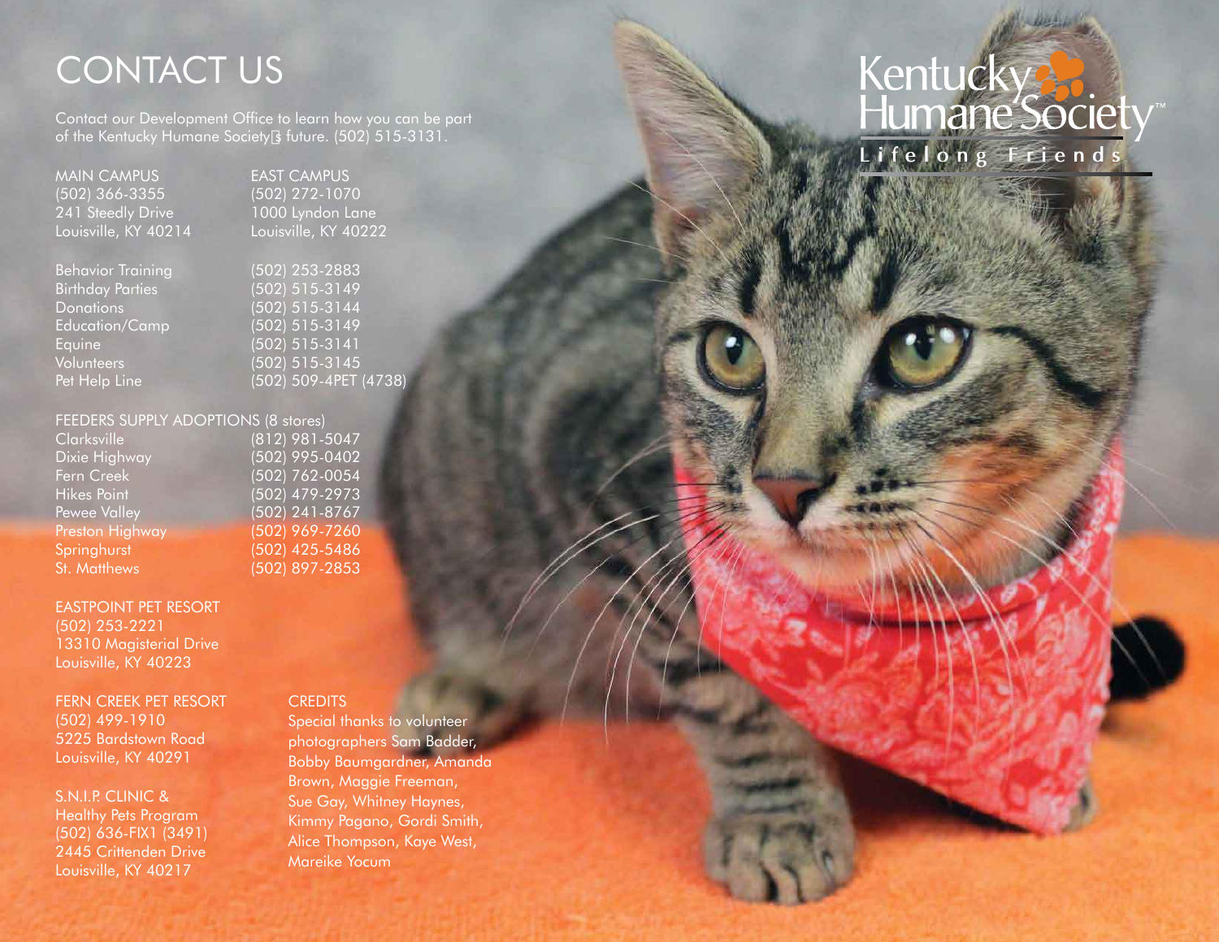# CONTACT US

Contact our Development Office to learn how you can be part of the Kentucky Humane Society's future. (502) 515-3131.

Kentucky Humane Society™
Lifelong Friends

MAIN CAMPUS
(502) 366-3355
241 Steedly Drive
Louisville, KY 40214

EAST CAMPUS
(502) 272-1070
1000 Lyndon Lane
Louisville, KY 40222

| | |
|---|---|
| Behavior Training | (502) 253-2883 |
| Birthday Parties | (502) 515-3149 |
| Donations | (502) 515-3144 |
| Education/Camp | (502) 515-3149 |
| Equine | (502) 515-3141 |
| Volunteers | (502) 515-3145 |
| Pet Help Line | (502) 509-4PET (4738) |

FEEDERS SUPPLY ADOPTIONS (8 stores)

| | |
|---|---|
| Clarksville | (812) 981-5047 |
| Dixie Highway | (502) 995-0402 |
| Fern Creek | (502) 762-0054 |
| Hikes Point | (502) 479-2973 |
| Pewee Valley | (502) 241-8767 |
| Preston Highway | (502) 969-7260 |
| Springhurst | (502) 425-5486 |
| St. Matthews | (502) 897-2853 |

EASTPOINT PET RESORT
(502) 253-2221
13310 Magisterial Drive
Louisville, KY 40223

FERN CREEK PET RESORT
(502) 499-1910
5225 Bardstown Road
Louisville, KY 40291

S.N.I.P. CLINIC &
Healthy Pets Program
(502) 636-FIX1 (3491)
2445 Crittenden Drive
Louisville, KY 40217

CREDITS
Special thanks to volunteer photographers Sam Badder, Bobby Baumgardner, Amanda Brown, Maggie Freeman, Sue Gay, Whitney Haynes, Kimmy Pagano, Gordi Smith, Alice Thompson, Kaye West, Mareike Yocum